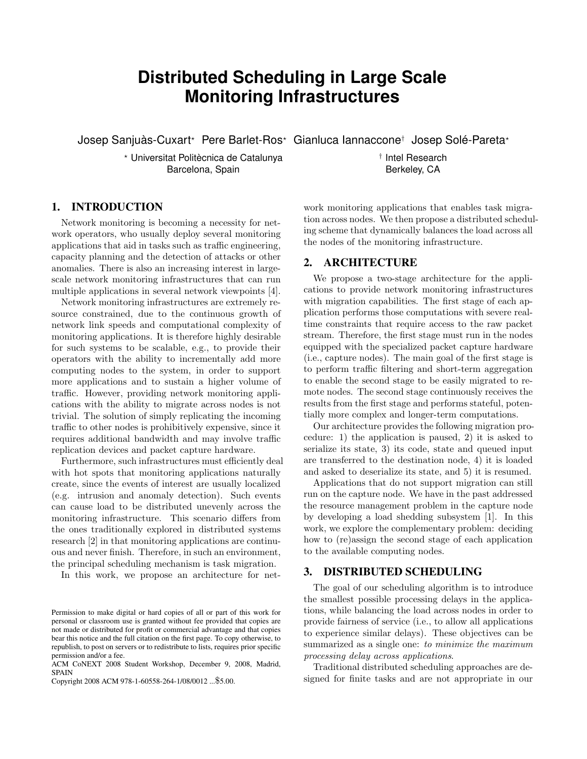# Distributed Scheduling in Large Scale Monitoring Infrastructures

Josep Sanjuàs-Cuxart[⋆] Pere Barlet-Ros[⋆] Gianluca Iannaccone[†] Josep Solé-Pareta[⋆]

[⋆] Universitat Politècnica de Catalunya
Barcelona, Spain

[†] Intel Research
Berkeley, CA

## 1. INTRODUCTION

Network monitoring is becoming a necessity for network operators, who usually deploy several monitoring applications that aid in tasks such as traffic engineering, capacity planning and the detection of attacks or other anomalies. There is also an increasing interest in large-scale network monitoring infrastructures that can run multiple applications in several network viewpoints [4].

Network monitoring infrastructures are extremely resource constrained, due to the continuous growth of network link speeds and computational complexity of monitoring applications. It is therefore highly desirable for such systems to be scalable, e.g., to provide their operators with the ability to incrementally add more computing nodes to the system, in order to support more applications and to sustain a higher volume of traffic. However, providing network monitoring applications with the ability to migrate across nodes is not trivial. The solution of simply replicating the incoming traffic to other nodes is prohibitively expensive, since it requires additional bandwidth and may involve traffic replication devices and packet capture hardware.

Furthermore, such infrastructures must efficiently deal with hot spots that monitoring applications naturally create, since the events of interest are usually localized (e.g. intrusion and anomaly detection). Such events can cause load to be distributed unevenly across the monitoring infrastructure. This scenario differs from the ones traditionally explored in distributed systems research [2] in that monitoring applications are continuous and never finish. Therefore, in such an environment, the principal scheduling mechanism is task migration.

In this work, we propose an architecture for network monitoring applications that enables task migration across nodes. We then propose a distributed scheduling scheme that dynamically balances the load across all the nodes of the monitoring infrastructure.

## 2. ARCHITECTURE

We propose a two-stage architecture for the applications to provide network monitoring infrastructures with migration capabilities. The first stage of each application performs those computations with severe real-time constraints that require access to the raw packet stream. Therefore, the first stage must run in the nodes equipped with the specialized packet capture hardware (i.e., capture nodes). The main goal of the first stage is to perform traffic filtering and short-term aggregation to enable the second stage to be easily migrated to remote nodes. The second stage continuously receives the results from the first stage and performs stateful, potentially more complex and longer-term computations.

Our architecture provides the following migration procedure: 1) the application is paused, 2) it is asked to serialize its state, 3) its code, state and queued input are transferred to the destination node, 4) it is loaded and asked to deserialize its state, and 5) it is resumed.

Applications that do not support migration can still run on the capture node. We have in the past addressed the resource management problem in the capture node by developing a load shedding subsystem [1]. In this work, we explore the complementary problem: deciding how to (re)assign the second stage of each application to the available computing nodes.

## 3. DISTRIBUTED SCHEDULING

The goal of our scheduling algorithm is to introduce the smallest possible processing delays in the applications, while balancing the load across nodes in order to provide fairness of service (i.e., to allow all applications to experience similar delays). These objectives can be summarized as a single one: *to minimize the maximum processing delay across applications*.

Traditional distributed scheduling approaches are designed for finite tasks and are not appropriate in our

Permission to make digital or hard copies of all or part of this work for personal or classroom use is granted without fee provided that copies are not made or distributed for profit or commercial advantage and that copies bear this notice and the full citation on the first page. To copy otherwise, to republish, to post on servers or to redistribute to lists, requires prior specific permission and/or a fee.
ACM CoNEXT 2008 Student Workshop, December 9, 2008, Madrid, SPAIN
Copyright 2008 ACM 978-1-60558-264-1/08/0012 ...$5.00.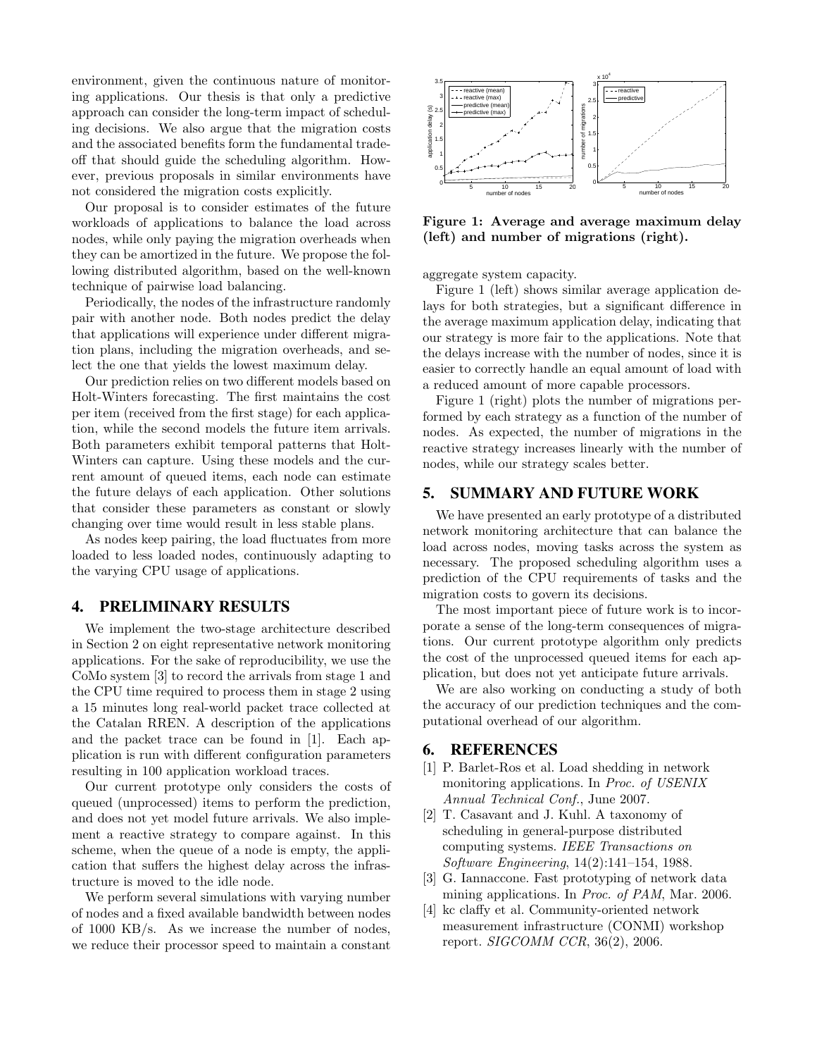environment, given the continuous nature of monitoring applications. Our thesis is that only a predictive approach can consider the long-term impact of scheduling decisions. We also argue that the migration costs and the associated benefits form the fundamental trade-off that should guide the scheduling algorithm. However, previous proposals in similar environments have not considered the migration costs explicitly.

Our proposal is to consider estimates of the future workloads of applications to balance the load across nodes, while only paying the migration overheads when they can be amortized in the future. We propose the following distributed algorithm, based on the well-known technique of pairwise load balancing.

Periodically, the nodes of the infrastructure randomly pair with another node. Both nodes predict the delay that applications will experience under different migration plans, including the migration overheads, and select the one that yields the lowest maximum delay.

Our prediction relies on two different models based on Holt-Winters forecasting. The first maintains the cost per item (received from the first stage) for each application, while the second models the future item arrivals. Both parameters exhibit temporal patterns that Holt-Winters can capture. Using these models and the current amount of queued items, each node can estimate the future delays of each application. Other solutions that consider these parameters as constant or slowly changing over time would result in less stable plans.

As nodes keep pairing, the load fluctuates from more loaded to less loaded nodes, continuously adapting to the varying CPU usage of applications.

## 4. PRELIMINARY RESULTS

We implement the two-stage architecture described in Section 2 on eight representative network monitoring applications. For the sake of reproducibility, we use the CoMo system [3] to record the arrivals from stage 1 and the CPU time required to process them in stage 2 using a 15 minutes long real-world packet trace collected at the Catalan RREN. A description of the applications and the packet trace can be found in [1]. Each application is run with different configuration parameters resulting in 100 application workload traces.

Our current prototype only considers the costs of queued (unprocessed) items to perform the prediction, and does not yet model future arrivals. We also implement a reactive strategy to compare against. In this scheme, when the queue of a node is empty, the application that suffers the highest delay across the infrastructure is moved to the idle node.

We perform several simulations with varying number of nodes and a fixed available bandwidth between nodes of 1000 KB/s. As we increase the number of nodes, we reduce their processor speed to maintain a constant aggregate system capacity.

application delay (s)
number of nodes
reactive (mean)
reactive (max)
predictive (mean)
predictive (max)

x 10^4
number of migrations
number of nodes
reactive
predictive

**Figure 1: Average and average maximum delay (left) and number of migrations (right).**

Figure 1 (left) shows similar average application delays for both strategies, but a significant difference in the average maximum application delay, indicating that our strategy is more fair to the applications. Note that the delays increase with the number of nodes, since it is easier to correctly handle an equal amount of load with a reduced amount of more capable processors.

Figure 1 (right) plots the number of migrations performed by each strategy as a function of the number of nodes. As expected, the number of migrations in the reactive strategy increases linearly with the number of nodes, while our strategy scales better.

## 5. SUMMARY AND FUTURE WORK

We have presented an early prototype of a distributed network monitoring architecture that can balance the load across nodes, moving tasks across the system as necessary. The proposed scheduling algorithm uses a prediction of the CPU requirements of tasks and the migration costs to govern its decisions.

The most important piece of future work is to incorporate a sense of the long-term consequences of migrations. Our current prototype algorithm only predicts the cost of the unprocessed queued items for each application, but does not yet anticipate future arrivals.

We are also working on conducting a study of both the accuracy of our prediction techniques and the computational overhead of our algorithm.

## 6. REFERENCES

[1] P. Barlet-Ros et al. Load shedding in network monitoring applications. In *Proc. of USENIX Annual Technical Conf.*, June 2007.

[2] T. Casavant and J. Kuhl. A taxonomy of scheduling in general-purpose distributed computing systems. *IEEE Transactions on Software Engineering*, 14(2):141–154, 1988.

[3] G. Iannaccone. Fast prototyping of network data mining applications. In *Proc. of PAM*, Mar. 2006.

[4] kc claffy et al. Community-oriented network measurement infrastructure (CONMI) workshop report. *SIGCOMM CCR*, 36(2), 2006.